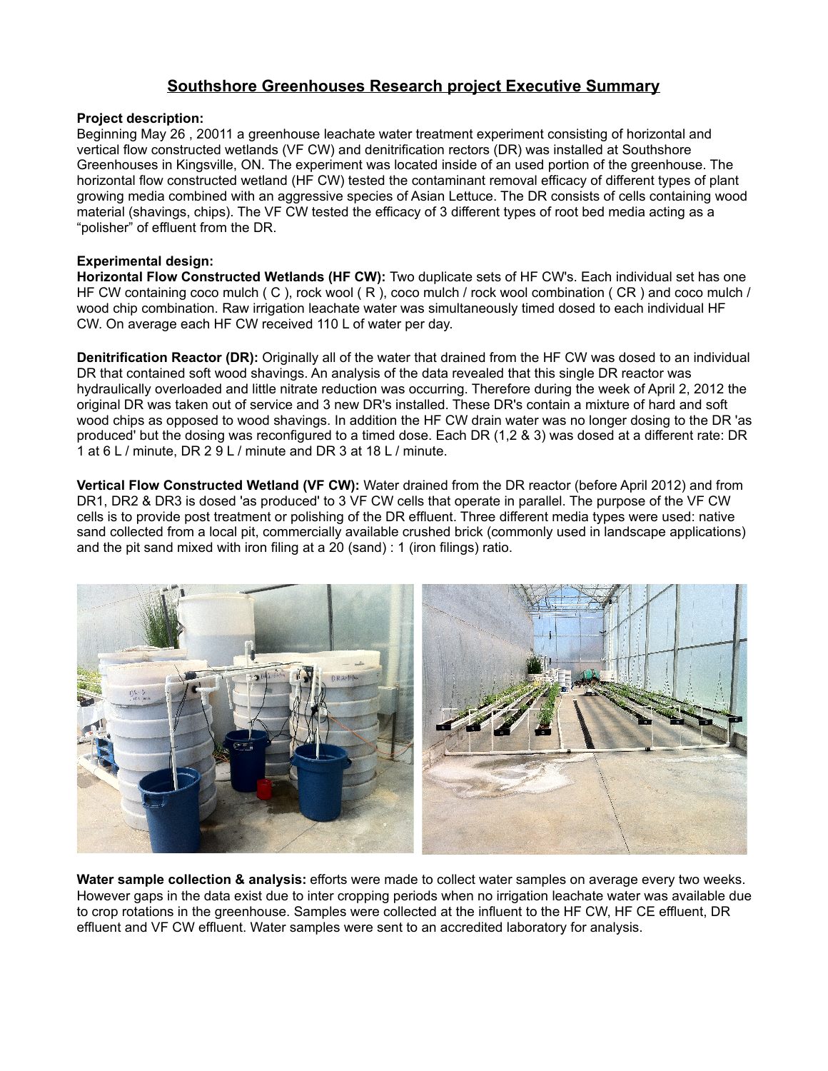# Southshore Greenhouses Research project Executive Summary

**Project description:**
Beginning May 26 , 20011 a greenhouse leachate water treatment experiment consisting of horizontal and vertical flow constructed wetlands (VF CW) and denitrification rectors (DR) was installed at Southshore Greenhouses in Kingsville, ON. The experiment was located inside of an used portion of the greenhouse. The horizontal flow constructed wetland (HF CW) tested the contaminant removal efficacy of different types of plant growing media combined with an aggressive species of Asian Lettuce. The DR consists of cells containing wood material (shavings, chips). The VF CW tested the efficacy of 3 different types of root bed media acting as a "polisher" of effluent from the DR.

**Experimental design:**
**Horizontal Flow Constructed Wetlands (HF CW):** Two duplicate sets of HF CW's. Each individual set has one HF CW containing coco mulch ( C ), rock wool ( R ), coco mulch / rock wool combination ( CR ) and coco mulch / wood chip combination. Raw irrigation leachate water was simultaneously timed dosed to each individual HF CW. On average each HF CW received 110 L of water per day.

**Denitrification Reactor (DR):** Originally all of the water that drained from the HF CW was dosed to an individual DR that contained soft wood shavings. An analysis of the data revealed that this single DR reactor was hydraulically overloaded and little nitrate reduction was occurring. Therefore during the week of April 2, 2012 the original DR was taken out of service and 3 new DR's installed. These DR's contain a mixture of hard and soft wood chips as opposed to wood shavings. In addition the HF CW drain water was no longer dosing to the DR 'as produced' but the dosing was reconfigured to a timed dose. Each DR (1,2 & 3) was dosed at a different rate: DR 1 at 6 L / minute, DR 2 9 L / minute and DR 3 at 18 L / minute.

**Vertical Flow Constructed Wetland (VF CW):** Water drained from the DR reactor (before April 2012) and from DR1, DR2 & DR3 is dosed 'as produced' to 3 VF CW cells that operate in parallel. The purpose of the VF CW cells is to provide post treatment or polishing of the DR effluent. Three different media types were used: native sand collected from a local pit, commercially available crushed brick (commonly used in landscape applications) and the pit sand mixed with iron filing at a 20 (sand) : 1 (iron filings) ratio.

**Water sample collection & analysis:** efforts were made to collect water samples on average every two weeks. However gaps in the data exist due to inter cropping periods when no irrigation leachate water was available due to crop rotations in the greenhouse. Samples were collected at the influent to the HF CW, HF CE effluent, DR effluent and VF CW effluent. Water samples were sent to an accredited laboratory for analysis.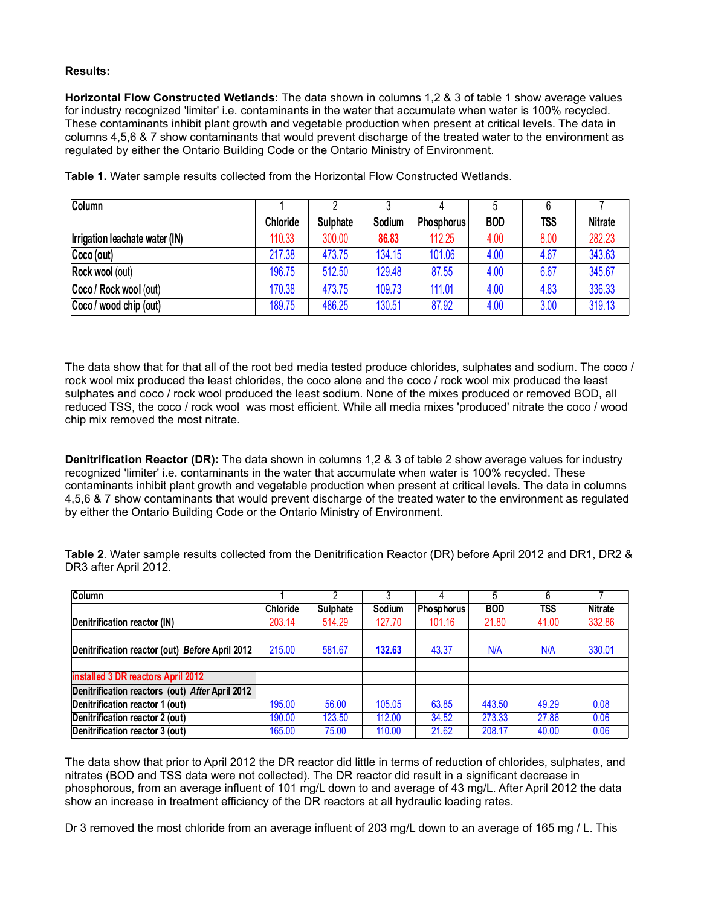**Results:**

**Horizontal Flow Constructed Wetlands:** The data shown in columns 1,2 & 3 of table 1 show average values for industry recognized 'limiter' i.e. contaminants in the water that accumulate when water is 100% recycled. These contaminants inhibit plant growth and vegetable production when present at critical levels. The data in columns 4,5,6 & 7 show contaminants that would prevent discharge of the treated water to the environment as regulated by either the Ontario Building Code or the Ontario Ministry of Environment.

**Table 1.** Water sample results collected from the Horizontal Flow Constructed Wetlands.

| Column | 1 | 2 | 3 | 4 | 5 | 6 | 7 |
|---|---|---|---|---|---|---|---|
| | **Chloride** | **Sulphate** | **Sodium** | **Phosphorus** | **BOD** | **TSS** | **Nitrate** |
| **Irrigation leachate water (IN)** | 110.33 | 300.00 | **86.83** | 112.25 | 4.00 | 8.00 | 282.23 |
| **Coco (out)** | 217.38 | 473.75 | 134.15 | 101.06 | 4.00 | 4.67 | 343.63 |
| **Rock wool** (out) | 196.75 | 512.50 | 129.48 | 87.55 | 4.00 | 6.67 | 345.67 |
| **Coco / Rock wool** (out) | 170.38 | 473.75 | 109.73 | 111.01 | 4.00 | 4.83 | 336.33 |
| **Coco / wood chip (out)** | 189.75 | 486.25 | 130.51 | 87.92 | 4.00 | 3.00 | 319.13 |

The data show that for that all of the root bed media tested produce chlorides, sulphates and sodium. The coco / rock wool mix produced the least chlorides, the coco alone and the coco / rock wool mix produced the least sulphates and coco / rock wool produced the least sodium. None of the mixes produced or removed BOD, all reduced TSS, the coco / rock wool was most efficient. While all media mixes 'produced' nitrate the coco / wood chip mix removed the most nitrate.

**Denitrification Reactor (DR):** The data shown in columns 1,2 & 3 of table 2 show average values for industry recognized 'limiter' i.e. contaminants in the water that accumulate when water is 100% recycled. These contaminants inhibit plant growth and vegetable production when present at critical levels. The data in columns 4,5,6 & 7 show contaminants that would prevent discharge of the treated water to the environment as regulated by either the Ontario Building Code or the Ontario Ministry of Environment.

**Table 2**. Water sample results collected from the Denitrification Reactor (DR) before April 2012 and DR1, DR2 & DR3 after April 2012.

| Column | 1 | 2 | 3 | 4 | 5 | 6 | 7 |
|---|---|---|---|---|---|---|---|
| | **Chloride** | **Sulphate** | **Sodium** | **Phosphorus** | **BOD** | **TSS** | **Nitrate** |
| **Denitrification reactor (IN)** | 203.14 | 514.29 | 127.70 | 101.16 | 21.80 | 41.00 | 332.86 |
| | | | | | | | |
| **Denitrification reactor (out)** ***Before*** **April 2012** | 215.00 | 581.67 | **132.63** | 43.37 | N/A | N/A | 330.01 |
| | | | | | | | |
| **installed 3 DR reactors April 2012** | | | | | | | |
| **Denitrification reactors (out)** ***After*** **April 2012** | | | | | | | |
| **Denitrification reactor 1 (out)** | 195.00 | 56.00 | 105.05 | 63.85 | 443.50 | 49.29 | 0.08 |
| **Denitrification reactor 2 (out)** | 190.00 | 123.50 | 112.00 | 34.52 | 273.33 | 27.86 | 0.06 |
| **Denitrification reactor 3 (out)** | 165.00 | 75.00 | 110.00 | 21.62 | 208.17 | 40.00 | 0.06 |

The data show that prior to April 2012 the DR reactor did little in terms of reduction of chlorides, sulphates, and nitrates (BOD and TSS data were not collected). The DR reactor did result in a significant decrease in phosphorous, from an average influent of 101 mg/L down to and average of 43 mg/L. After April 2012 the data show an increase in treatment efficiency of the DR reactors at all hydraulic loading rates.

Dr 3 removed the most chloride from an average influent of 203 mg/L down to an average of 165 mg / L. This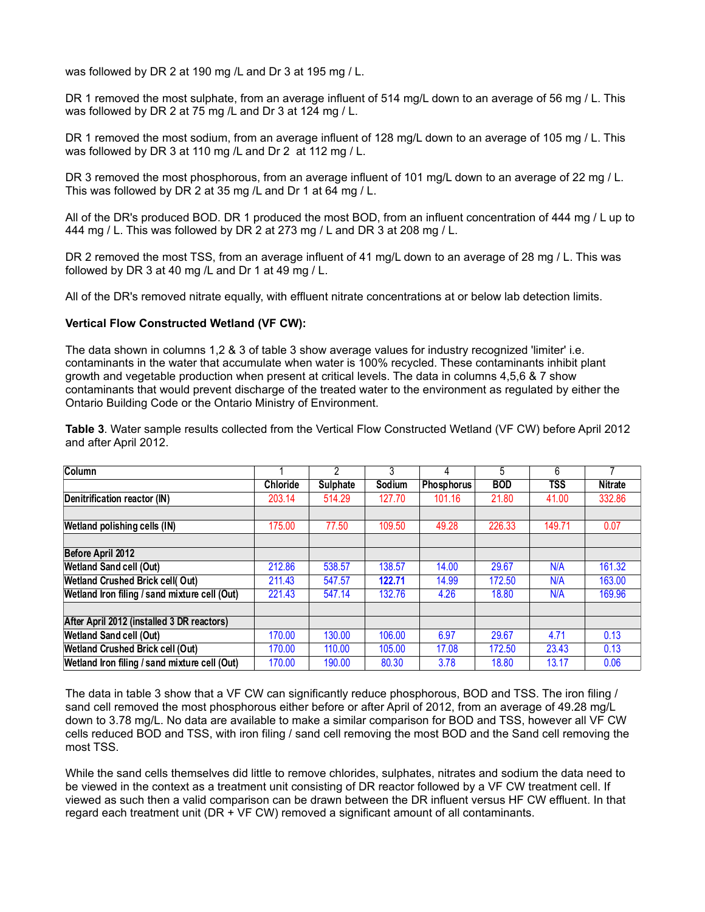was followed by DR 2 at 190 mg /L and Dr 3 at 195 mg / L.

DR 1 removed the most sulphate, from an average influent of 514 mg/L down to an average of 56 mg / L. This was followed by DR 2 at 75 mg /L and Dr 3 at 124 mg / L.

DR 1 removed the most sodium, from an average influent of 128 mg/L down to an average of 105 mg / L. This was followed by DR 3 at 110 mg /L and Dr 2 at 112 mg / L.

DR 3 removed the most phosphorous, from an average influent of 101 mg/L down to an average of 22 mg / L. This was followed by DR 2 at 35 mg /L and Dr 1 at 64 mg / L.

All of the DR's produced BOD. DR 1 produced the most BOD, from an influent concentration of 444 mg / L up to 444 mg / L. This was followed by DR 2 at 273 mg / L and DR 3 at 208 mg / L.

DR 2 removed the most TSS, from an average influent of 41 mg/L down to an average of 28 mg / L. This was followed by DR 3 at 40 mg /L and Dr 1 at 49 mg / L.

All of the DR's removed nitrate equally, with effluent nitrate concentrations at or below lab detection limits.

**Vertical Flow Constructed Wetland (VF CW):**

The data shown in columns 1,2 & 3 of table 3 show average values for industry recognized 'limiter' i.e. contaminants in the water that accumulate when water is 100% recycled. These contaminants inhibit plant growth and vegetable production when present at critical levels. The data in columns 4,5,6 & 7 show contaminants that would prevent discharge of the treated water to the environment as regulated by either the Ontario Building Code or the Ontario Ministry of Environment.

**Table 3**. Water sample results collected from the Vertical Flow Constructed Wetland (VF CW) before April 2012 and after April 2012.

| Column | 1 | 2 | 3 | 4 | 5 | 6 | 7 |
|---|---|---|---|---|---|---|---|
| | Chloride | Sulphate | Sodium | Phosphorus | BOD | TSS | Nitrate |
| Denitrification reactor (IN) | 203.14 | 514.29 | 127.70 | 101.16 | 21.80 | 41.00 | 332.86 |
| | | | | | | | |
| Wetland polishing cells (IN) | 175.00 | 77.50 | 109.50 | 49.28 | 226.33 | 149.71 | 0.07 |
| | | | | | | | |
| **Before April 2012** | | | | | | | |
| Wetland Sand cell (Out) | 212.86 | 538.57 | 138.57 | 14.00 | 29.67 | N/A | 161.32 |
| Wetland Crushed Brick cell( Out) | 211.43 | 547.57 | **122.71** | 14.99 | 172.50 | N/A | 163.00 |
| Wetland Iron filing / sand mixture cell (Out) | 221.43 | 547.14 | 132.76 | 4.26 | 18.80 | N/A | 169.96 |
| | | | | | | | |
| **After April 2012 (installed 3 DR reactors)** | | | | | | | |
| Wetland Sand cell (Out) | 170.00 | 130.00 | 106.00 | 6.97 | 29.67 | 4.71 | 0.13 |
| Wetland Crushed Brick cell (Out) | 170.00 | 110.00 | 105.00 | 17.08 | 172.50 | 23.43 | 0.13 |
| Wetland Iron filing / sand mixture cell (Out) | 170.00 | 190.00 | 80.30 | 3.78 | 18.80 | 13.17 | 0.06 |

The data in table 3 show that a VF CW can significantly reduce phosphorous, BOD and TSS. The iron filing / sand cell removed the most phosphorous either before or after April of 2012, from an average of 49.28 mg/L down to 3.78 mg/L. No data are available to make a similar comparison for BOD and TSS, however all VF CW cells reduced BOD and TSS, with iron filing / sand cell removing the most BOD and the Sand cell removing the most TSS.

While the sand cells themselves did little to remove chlorides, sulphates, nitrates and sodium the data need to be viewed in the context as a treatment unit consisting of DR reactor followed by a VF CW treatment cell. If viewed as such then a valid comparison can be drawn between the DR influent versus HF CW effluent. In that regard each treatment unit (DR + VF CW) removed a significant amount of all contaminants.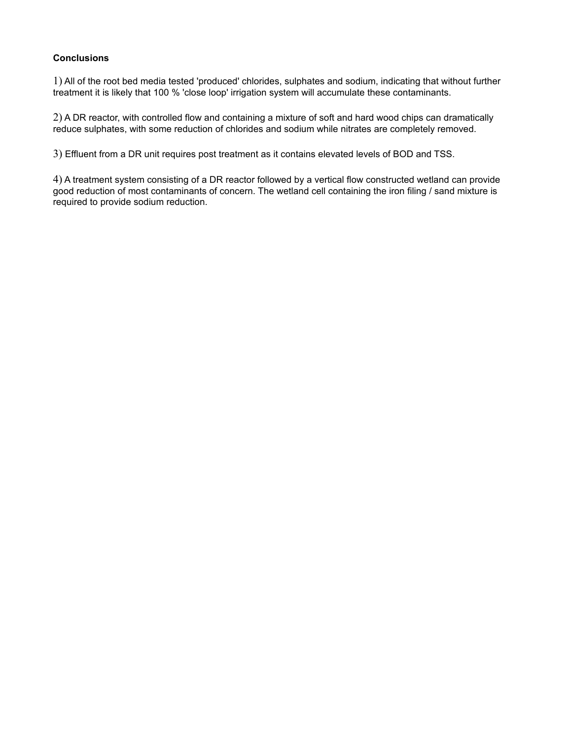**Conclusions**

1) All of the root bed media tested 'produced' chlorides, sulphates and sodium, indicating that without further treatment it is likely that 100 % 'close loop' irrigation system will accumulate these contaminants.

2) A DR reactor, with controlled flow and containing a mixture of soft and hard wood chips can dramatically reduce sulphates, with some reduction of chlorides and sodium while nitrates are completely removed.

3) Effluent from a DR unit requires post treatment as it contains elevated levels of BOD and TSS.

4) A treatment system consisting of a DR reactor followed by a vertical flow constructed wetland can provide good reduction of most contaminants of concern. The wetland cell containing the iron filing / sand mixture is required to provide sodium reduction.